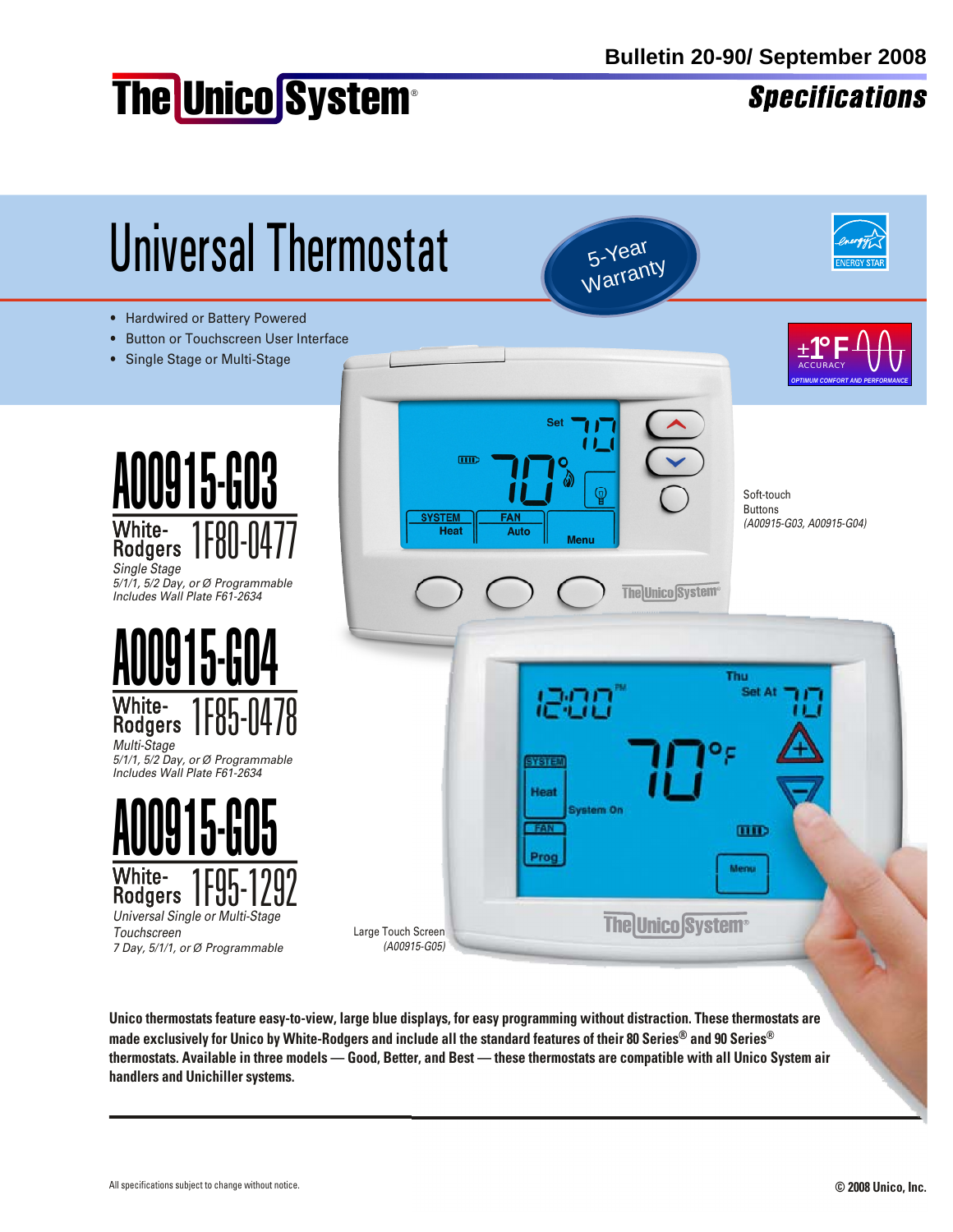Bulletin 20-90/ September 2008

The Unico System®

**Specifications**

# Universal Thermostat

5-Year Warranty

- Hardwired or Battery Powered
- Button or Touchscreen User Interface
- Single Stage or Multi-Stage

## A00915-G03

White-Rodgers 1F80-0477

*Single Stage*
*5/1/1, 5/2 Day, or Ø Programmable*
*Includes Wall Plate F61-2634*

## A00915-G04

White-Rodgers 1F85-0478

*Multi-Stage*
*5/1/1, 5/2 Day, or Ø Programmable*
*Includes Wall Plate F61-2634*

## A00915-G05

White-Rodgers 1F95-1292

*Universal Single or Multi-Stage Touchscreen*
*7 Day, 5/1/1, or Ø Programmable*

Soft-touch Buttons
*(A00915-G03, A00915-G04)*

Large Touch Screen
*(A00915-G05)*

**Unico thermostats feature easy-to-view, large blue displays, for easy programming without distraction. These thermostats are made exclusively for Unico by White-Rodgers and include all the standard features of their 80 Series® and 90 Series® thermostats. Available in three models — Good, Better, and Best — these thermostats are compatible with all Unico System air handlers and Unichiller systems.**

All specifications subject to change without notice.

© 2008 Unico, Inc.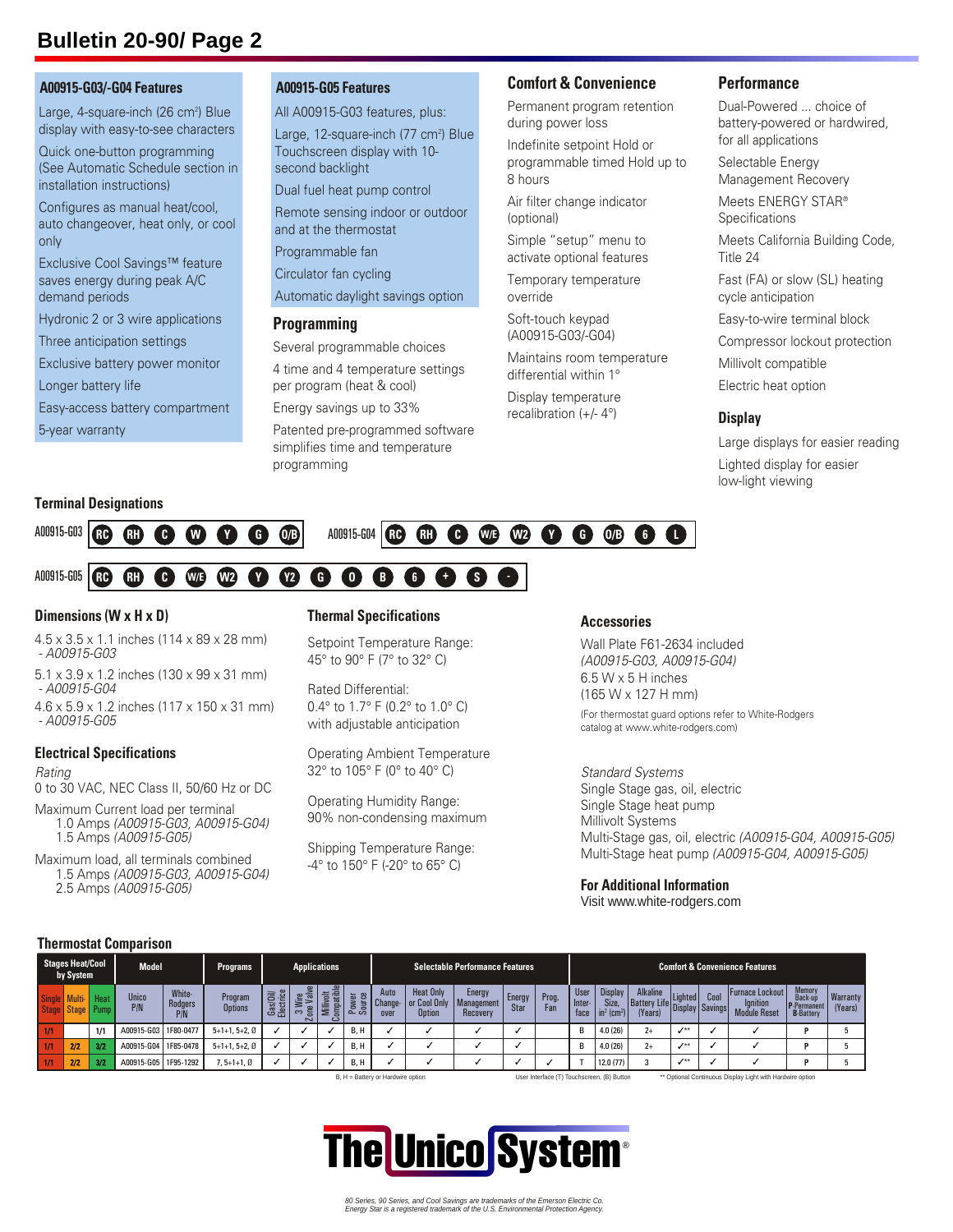# Bulletin 20-90/ Page 2

### A00915-G03/-G04 Features

Large, 4-square-inch (26 cm²) Blue display with easy-to-see characters

Quick one-button programming (See Automatic Schedule section in installation instructions)

Configures as manual heat/cool, auto changeover, heat only, or cool only

Exclusive Cool Savings™ feature saves energy during peak A/C demand periods

Hydronic 2 or 3 wire applications

Three anticipation settings

Exclusive battery power monitor

Longer battery life

Easy-access battery compartment

5-year warranty

### A00915-G05 Features

All A00915-G03 features, plus:

Large, 12-square-inch (77 cm²) Blue Touchscreen display with 10-second backlight

Dual fuel heat pump control

Remote sensing indoor or outdoor and at the thermostat

Programmable fan

Circulator fan cycling

Automatic daylight savings option

### Programming

Several programmable choices

4 time and 4 temperature settings per program (heat & cool)

Energy savings up to 33%

Patented pre-programmed software simplifies time and temperature programming

### Comfort & Convenience

Permanent program retention during power loss

Indefinite setpoint Hold or programmable timed Hold up to 8 hours

Air filter change indicator (optional)

Simple "setup" menu to activate optional features

Temporary temperature override

Soft-touch keypad (A00915-G03/-G04)

Maintains room temperature differential within 1°

Display temperature recalibration (+/- 4°)

### Performance

Dual-Powered ... choice of battery-powered or hardwired, for all applications

Selectable Energy Management Recovery

Meets ENERGY STAR® Specifications

Meets California Building Code, Title 24

Fast (FA) or slow (SL) heating cycle anticipation

Easy-to-wire terminal block

Compressor lockout protection

Millivolt compatible

Electric heat option

### Display

Large displays for easier reading

Lighted display for easier low-light viewing

### Terminal Designations

A00915-G03: RC, RH, C, W, Y, G, O/B

A00915-G04: RC, RH, C, W/E, W2, Y, G, O/B, 6, L

A00915-G05: RC, RH, C, W/E, W2, Y, Y2, G, O, B, 6, +, S, -

### Dimensions (W x H x D)

4.5 x 3.5 x 1.1 inches (114 x 89 x 28 mm)
*- A00915-G03*

5.1 x 3.9 x 1.2 inches (130 x 99 x 31 mm)
*- A00915-G04*

4.6 x 5.9 x 1.2 inches (117 x 150 x 31 mm)
*- A00915-G05*

### Electrical Specifications

*Rating*
0 to 30 VAC, NEC Class II, 50/60 Hz or DC

Maximum Current load per terminal
1.0 Amps *(A00915-G03, A00915-G04)*
1.5 Amps *(A00915-G05)*

Maximum load, all terminals combined
1.5 Amps *(A00915-G03, A00915-G04)*
2.5 Amps *(A00915-G05)*

### Thermal Specifications

Setpoint Temperature Range:
45° to 90° F (7° to 32° C)

Rated Differential:
0.4° to 1.7° F (0.2° to 1.0° C) with adjustable anticipation

Operating Ambient Temperature
32° to 105° F (0° to 40° C)

Operating Humidity Range:
90% non-condensing maximum

Shipping Temperature Range:
-4° to 150° F (-20° to 65° C)

### Accessories

Wall Plate F61-2634 included
*(A00915-G03, A00915-G04)*
6.5 W x 5 H inches
(165 W x 127 H mm)

(For thermostat guard options refer to White-Rodgers catalog at www.white-rodgers.com)

*Standard Systems*
Single Stage gas, oil, electric
Single Stage heat pump
Millivolt Systems
Multi-Stage gas, oil, electric *(A00915-G04, A00915-G05)*
Multi-Stage heat pump *(A00915-G04, A00915-G05)*

### For Additional Information

Visit www.white-rodgers.com

### Thermostat Comparison

| Stages Heat/Cool by System | | | Model | | Programs | Applications | | | | Selectable Performance Features | | | | | Comfort & Convenience Features | | | | | | | | |
|---|---|---|---|---|---|---|---|---|---|---|---|---|---|---|---|---|---|---|---|---|---|---|---|
| Single Stage | Multi-Stage | Heat Pump | Unico P/N | White-Rodgers P/N | Program Options | Gas/Oil/Electric | 3 Wire Zone Valve | Millivolt Compatible | Power Source | Auto Change-over | Heat Only or Cool Only Option | Energy Management Recovery | Energy Star | Prog. Fan | User Inter-face | Display Size, in² (cm²) | Alkaline Battery Life (Years) | Lighted Display | Cool Savings | Furnace Lockout Ignition Module Reset | Memory Back-up P-Permanent B-Battery | Warranty (Years) |
| 1/1 | | 1/1 | A00915-G03 | 1F80-0477 | 5+1+1, 5+2, 0 | ✓ | ✓ | ✓ | B, H | ✓ | ✓ | ✓ | ✓ | | B | 4.0 (26) | 2+ | ✓** | ✓ | ✓ | P | 5 |
| 1/1 | 2/2 | 3/2 | A00915-G04 | 1F85-0478 | 5+1+1, 5+2, 0 | ✓ | ✓ | ✓ | B, H | ✓ | ✓ | ✓ | ✓ | | B | 4.0 (26) | 2+ | ✓** | ✓ | ✓ | P | 5 |
| 1/1 | 2/2 | 3/2 | A00915-G05 | 1F95-1292 | 7, 5+1+1, 0 | ✓ | ✓ | ✓ | B, H | ✓ | ✓ | ✓ | ✓ | ✓ | T | 12.0 (77) | 3 | ✓** | ✓ | ✓ | P | 5 |

B, H = Battery or Hardwire option    User Interface (T) Touchscreen, (B) Button    ** Optional Continuous Display Light with Hardwire option

The Unico System®

*80 Series, 90 Series, and Cool Savings are trademarks of the Emerson Electric Co.*
*Energy Star is a registered trademark of the U.S. Environmental Protection Agency.*